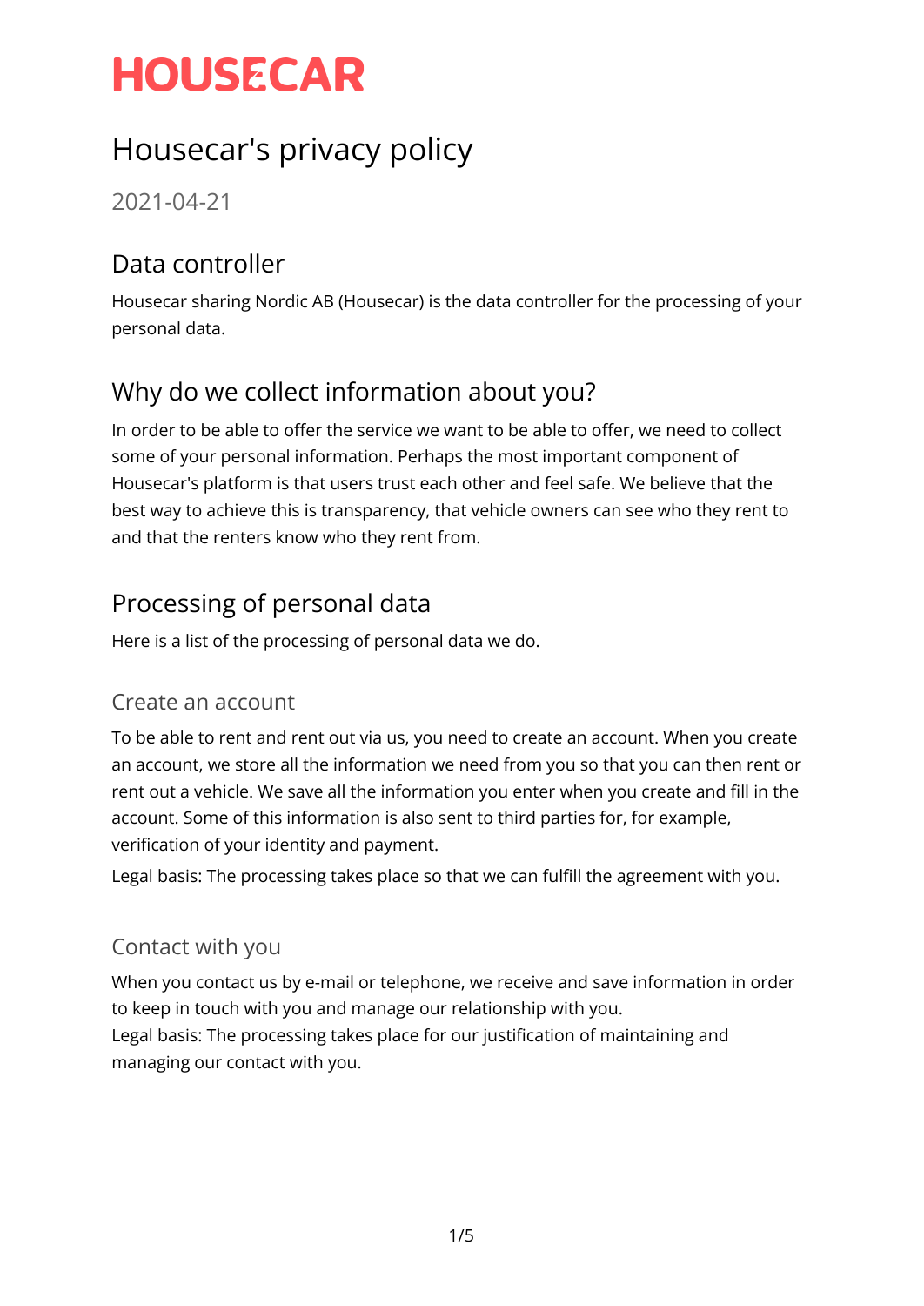# HOUSECAR

# Housecar's privacy policy

2021-04-21

## Data controller

Housecar sharing Nordic AB (Housecar) is the data controller for the processing of your personal data.

## Why do we collect information about you?

In order to be able to offer the service we want to be able to offer, we need to collect some of your personal information. Perhaps the most important component of Housecar's platform is that users trust each other and feel safe. We believe that the best way to achieve this is transparency, that vehicle owners can see who they rent to and that the renters know who they rent from.

## Processing of personal data

Here is a list of the processing of personal data we do.

### Create an account

To be able to rent and rent out via us, you need to create an account. When you create an account, we store all the information we need from you so that you can then rent or rent out a vehicle. We save all the information you enter when you create and fill in the account. Some of this information is also sent to third parties for, for example, verification of your identity and payment.

Legal basis: The processing takes place so that we can fulfill the agreement with you.

### Contact with you

When you contact us by e-mail or telephone, we receive and save information in order to keep in touch with you and manage our relationship with you.

Legal basis: The processing takes place for our justification of maintaining and managing our contact with you.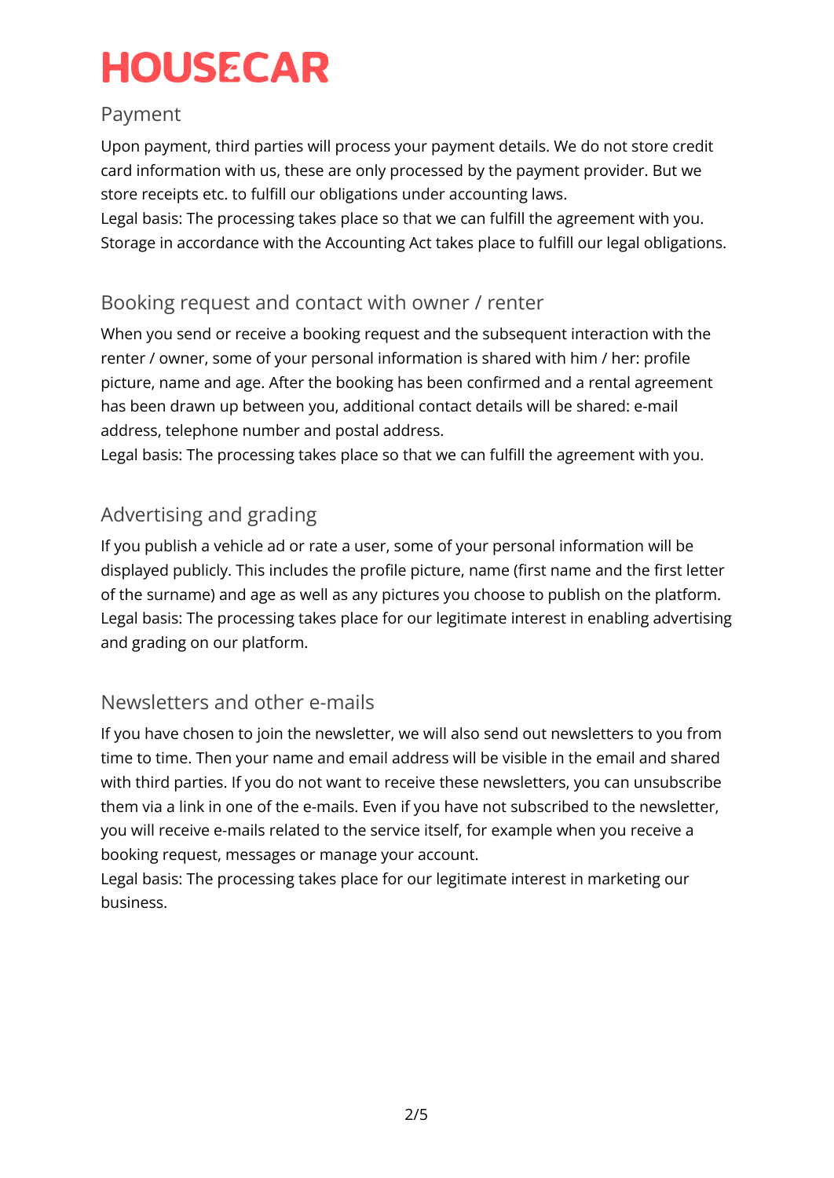# HOUSECAR

## Payment

Upon payment, third parties will process your payment details. We do not store credit card information with us, these are only processed by the payment provider. But we store receipts etc. to fulfill our obligations under accounting laws.
Legal basis: The processing takes place so that we can fulfill the agreement with you. Storage in accordance with the Accounting Act takes place to fulfill our legal obligations.

## Booking request and contact with owner / renter

When you send or receive a booking request and the subsequent interaction with the renter / owner, some of your personal information is shared with him / her: profile picture, name and age. After the booking has been confirmed and a rental agreement has been drawn up between you, additional contact details will be shared: e-mail address, telephone number and postal address.
Legal basis: The processing takes place so that we can fulfill the agreement with you.

## Advertising and grading

If you publish a vehicle ad or rate a user, some of your personal information will be displayed publicly. This includes the profile picture, name (first name and the first letter of the surname) and age as well as any pictures you choose to publish on the platform.
Legal basis: The processing takes place for our legitimate interest in enabling advertising and grading on our platform.

## Newsletters and other e-mails

If you have chosen to join the newsletter, we will also send out newsletters to you from time to time. Then your name and email address will be visible in the email and shared with third parties. If you do not want to receive these newsletters, you can unsubscribe them via a link in one of the e-mails. Even if you have not subscribed to the newsletter, you will receive e-mails related to the service itself, for example when you receive a booking request, messages or manage your account.
Legal basis: The processing takes place for our legitimate interest in marketing our business.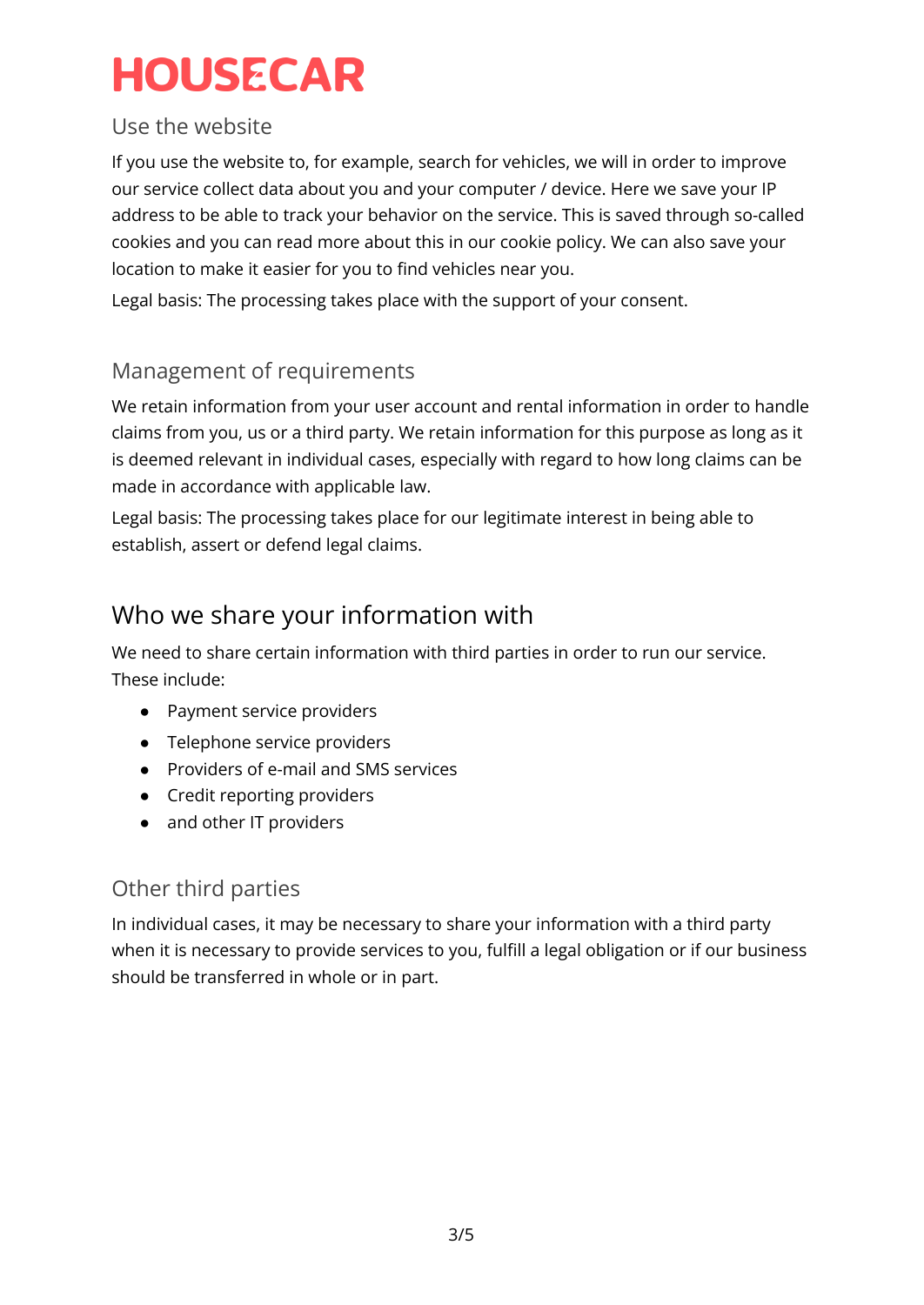### Use the website

If you use the website to, for example, search for vehicles, we will in order to improve our service collect data about you and your computer / device. Here we save your IP address to be able to track your behavior on the service. This is saved through so-called cookies and you can read more about this in our cookie policy. We can also save your location to make it easier for you to find vehicles near you.

Legal basis: The processing takes place with the support of your consent.

### Management of requirements

We retain information from your user account and rental information in order to handle claims from you, us or a third party. We retain information for this purpose as long as it is deemed relevant in individual cases, especially with regard to how long claims can be made in accordance with applicable law.

Legal basis: The processing takes place for our legitimate interest in being able to establish, assert or defend legal claims.

## Who we share your information with

We need to share certain information with third parties in order to run our service. These include:

- Payment service providers
- Telephone service providers
- Providers of e-mail and SMS services
- Credit reporting providers
- and other IT providers

### Other third parties

In individual cases, it may be necessary to share your information with a third party when it is necessary to provide services to you, fulfill a legal obligation or if our business should be transferred in whole or in part.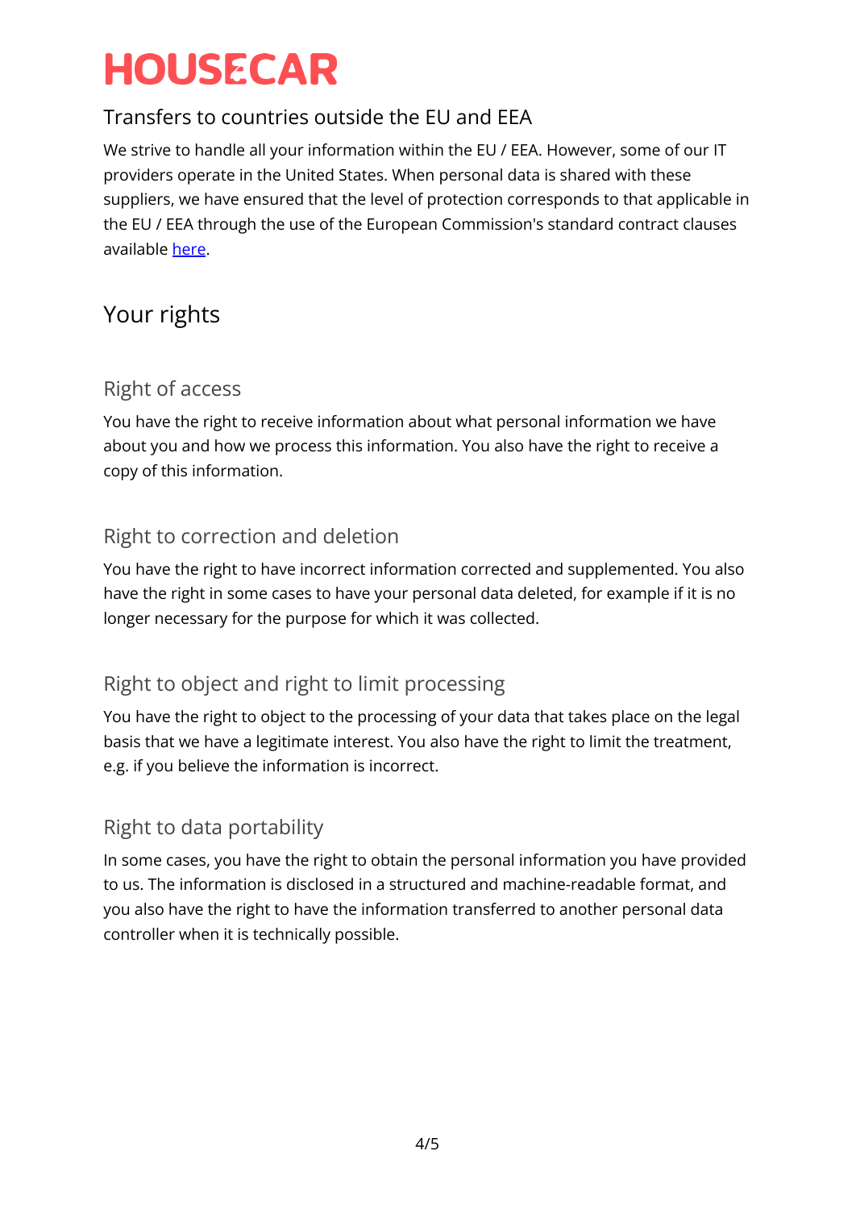## Transfers to countries outside the EU and EEA

We strive to handle all your information within the EU / EEA. However, some of our IT providers operate in the United States. When personal data is shared with these suppliers, we have ensured that the level of protection corresponds to that applicable in the EU / EEA through the use of the European Commission's standard contract clauses available here.

## Your rights

### Right of access

You have the right to receive information about what personal information we have about you and how we process this information. You also have the right to receive a copy of this information.

### Right to correction and deletion

You have the right to have incorrect information corrected and supplemented. You also have the right in some cases to have your personal data deleted, for example if it is no longer necessary for the purpose for which it was collected.

### Right to object and right to limit processing

You have the right to object to the processing of your data that takes place on the legal basis that we have a legitimate interest. You also have the right to limit the treatment, e.g. if you believe the information is incorrect.

### Right to data portability

In some cases, you have the right to obtain the personal information you have provided to us. The information is disclosed in a structured and machine-readable format, and you also have the right to have the information transferred to another personal data controller when it is technically possible.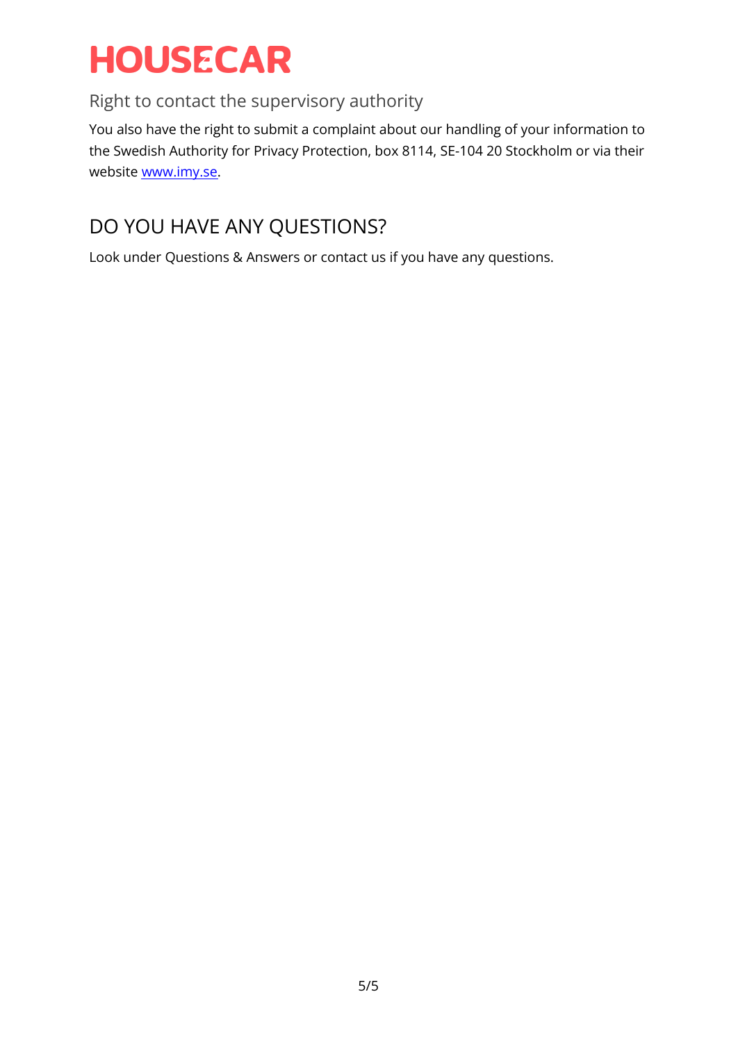### Right to contact the supervisory authority

You also have the right to submit a complaint about our handling of your information to the Swedish Authority for Privacy Protection, box 8114, SE-104 20 Stockholm or via their website [www.imy.se](http://www.imy.se).

## DO YOU HAVE ANY QUESTIONS?

Look under Questions & Answers or contact us if you have any questions.